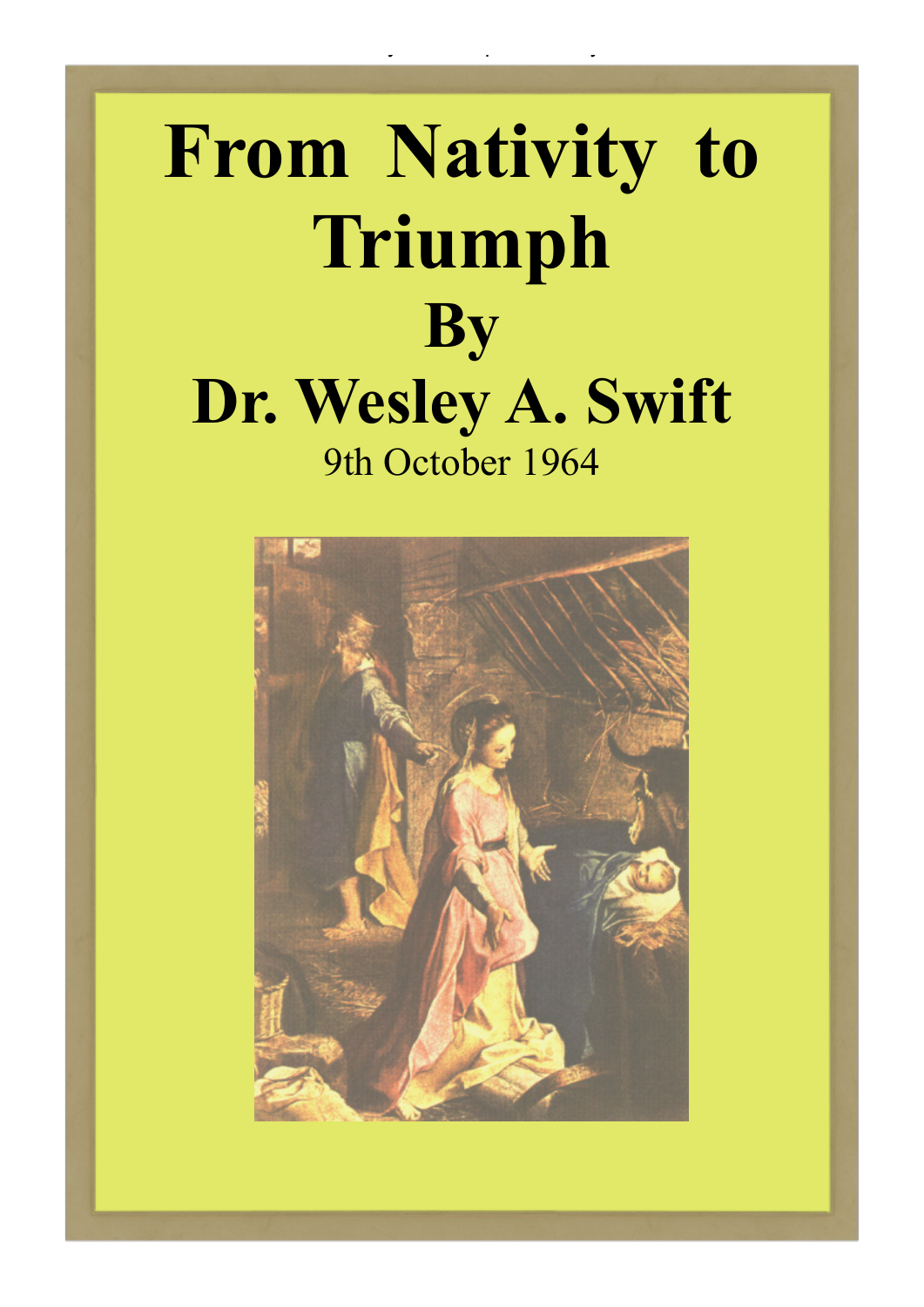# From Nativity to Triumph

## By

## Dr. Wesley A. Swift

9th October 1964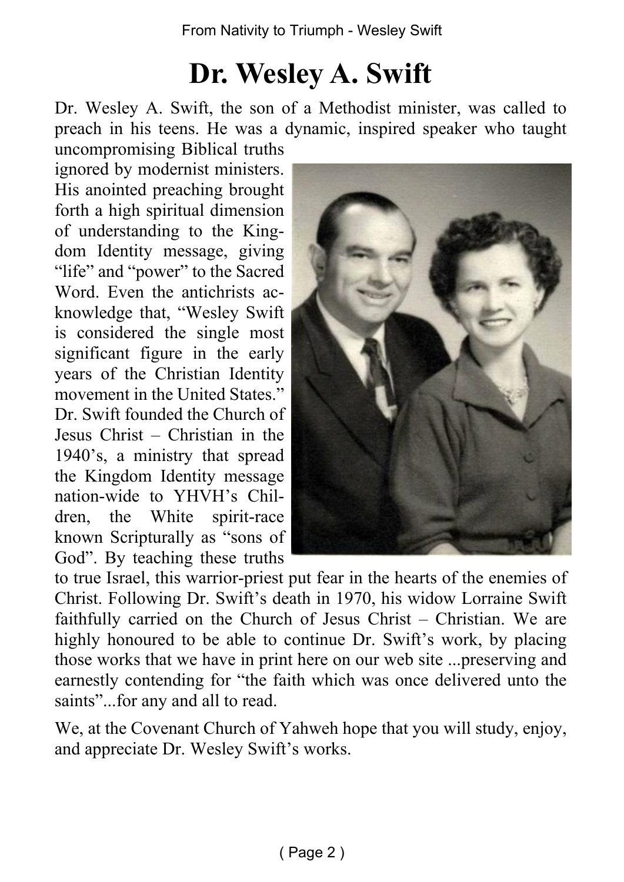# Dr. Wesley A. Swift

Dr. Wesley A. Swift, the son of a Methodist minister, was called to preach in his teens. He was a dynamic, inspired speaker who taught uncompromising Biblical truths ignored by modernist ministers. His anointed preaching brought forth a high spiritual dimension of understanding to the Kingdom Identity message, giving "life" and "power" to the Sacred Word. Even the antichrists acknowledge that, "Wesley Swift is considered the single most significant figure in the early years of the Christian Identity movement in the United States." Dr. Swift founded the Church of Jesus Christ – Christian in the 1940's, a ministry that spread the Kingdom Identity message nation-wide to YHVH's Children, the White spirit-race known Scripturally as "sons of God". By teaching these truths to true Israel, this warrior-priest put fear in the hearts of the enemies of Christ. Following Dr. Swift's death in 1970, his widow Lorraine Swift faithfully carried on the Church of Jesus Christ – Christian. We are highly honoured to be able to continue Dr. Swift's work, by placing those works that we have in print here on our web site ...preserving and earnestly contending for "the faith which was once delivered unto the saints"...for any and all to read.

We, at the Covenant Church of Yahweh hope that you will study, enjoy, and appreciate Dr. Wesley Swift's works.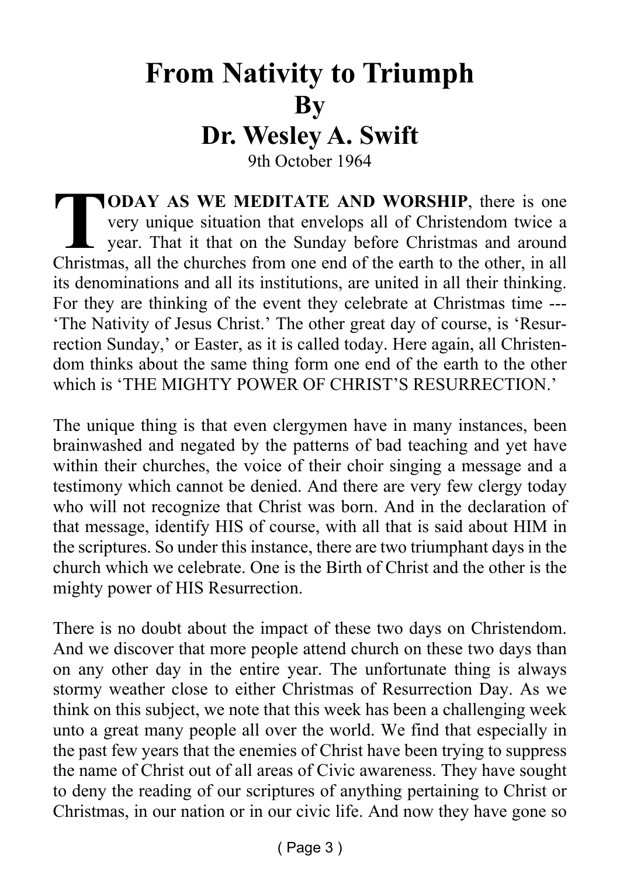# From Nativity to Triumph
# By
# Dr. Wesley A. Swift

9th October 1964

**TODAY AS WE MEDITATE AND WORSHIP**, there is one very unique situation that envelops all of Christendom twice a year. That it that on the Sunday before Christmas and around Christmas, all the churches from one end of the earth to the other, in all its denominations and all its institutions, are united in all their thinking. For they are thinking of the event they celebrate at Christmas time --- 'The Nativity of Jesus Christ.' The other great day of course, is 'Resurrection Sunday,' or Easter, as it is called today. Here again, all Christendom thinks about the same thing form one end of the earth to the other which is 'THE MIGHTY POWER OF CHRIST'S RESURRECTION.'

The unique thing is that even clergymen have in many instances, been brainwashed and negated by the patterns of bad teaching and yet have within their churches, the voice of their choir singing a message and a testimony which cannot be denied. And there are very few clergy today who will not recognize that Christ was born. And in the declaration of that message, identify HIS of course, with all that is said about HIM in the scriptures. So under this instance, there are two triumphant days in the church which we celebrate. One is the Birth of Christ and the other is the mighty power of HIS Resurrection.

There is no doubt about the impact of these two days on Christendom. And we discover that more people attend church on these two days than on any other day in the entire year. The unfortunate thing is always stormy weather close to either Christmas of Resurrection Day. As we think on this subject, we note that this week has been a challenging week unto a great many people all over the world. We find that especially in the past few years that the enemies of Christ have been trying to suppress the name of Christ out of all areas of Civic awareness. They have sought to deny the reading of our scriptures of anything pertaining to Christ or Christmas, in our nation or in our civic life. And now they have gone so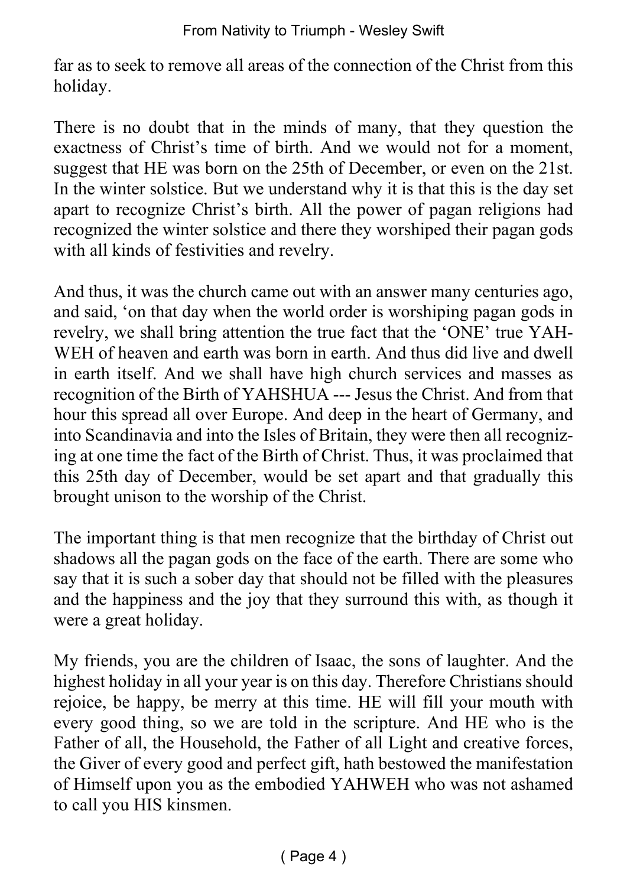far as to seek to remove all areas of the connection of the Christ from this holiday.

There is no doubt that in the minds of many, that they question the exactness of Christ's time of birth. And we would not for a moment, suggest that HE was born on the 25th of December, or even on the 21st. In the winter solstice. But we understand why it is that this is the day set apart to recognize Christ's birth. All the power of pagan religions had recognized the winter solstice and there they worshiped their pagan gods with all kinds of festivities and revelry.

And thus, it was the church came out with an answer many centuries ago, and said, 'on that day when the world order is worshiping pagan gods in revelry, we shall bring attention the true fact that the 'ONE' true YAHWEH of heaven and earth was born in earth. And thus did live and dwell in earth itself. And we shall have high church services and masses as recognition of the Birth of YAHSHUA --- Jesus the Christ. And from that hour this spread all over Europe. And deep in the heart of Germany, and into Scandinavia and into the Isles of Britain, they were then all recognizing at one time the fact of the Birth of Christ. Thus, it was proclaimed that this 25th day of December, would be set apart and that gradually this brought unison to the worship of the Christ.

The important thing is that men recognize that the birthday of Christ out shadows all the pagan gods on the face of the earth. There are some who say that it is such a sober day that should not be filled with the pleasures and the happiness and the joy that they surround this with, as though it were a great holiday.

My friends, you are the children of Isaac, the sons of laughter. And the highest holiday in all your year is on this day. Therefore Christians should rejoice, be happy, be merry at this time. HE will fill your mouth with every good thing, so we are told in the scripture. And HE who is the Father of all, the Household, the Father of all Light and creative forces, the Giver of every good and perfect gift, hath bestowed the manifestation of Himself upon you as the embodied YAHWEH who was not ashamed to call you HIS kinsmen.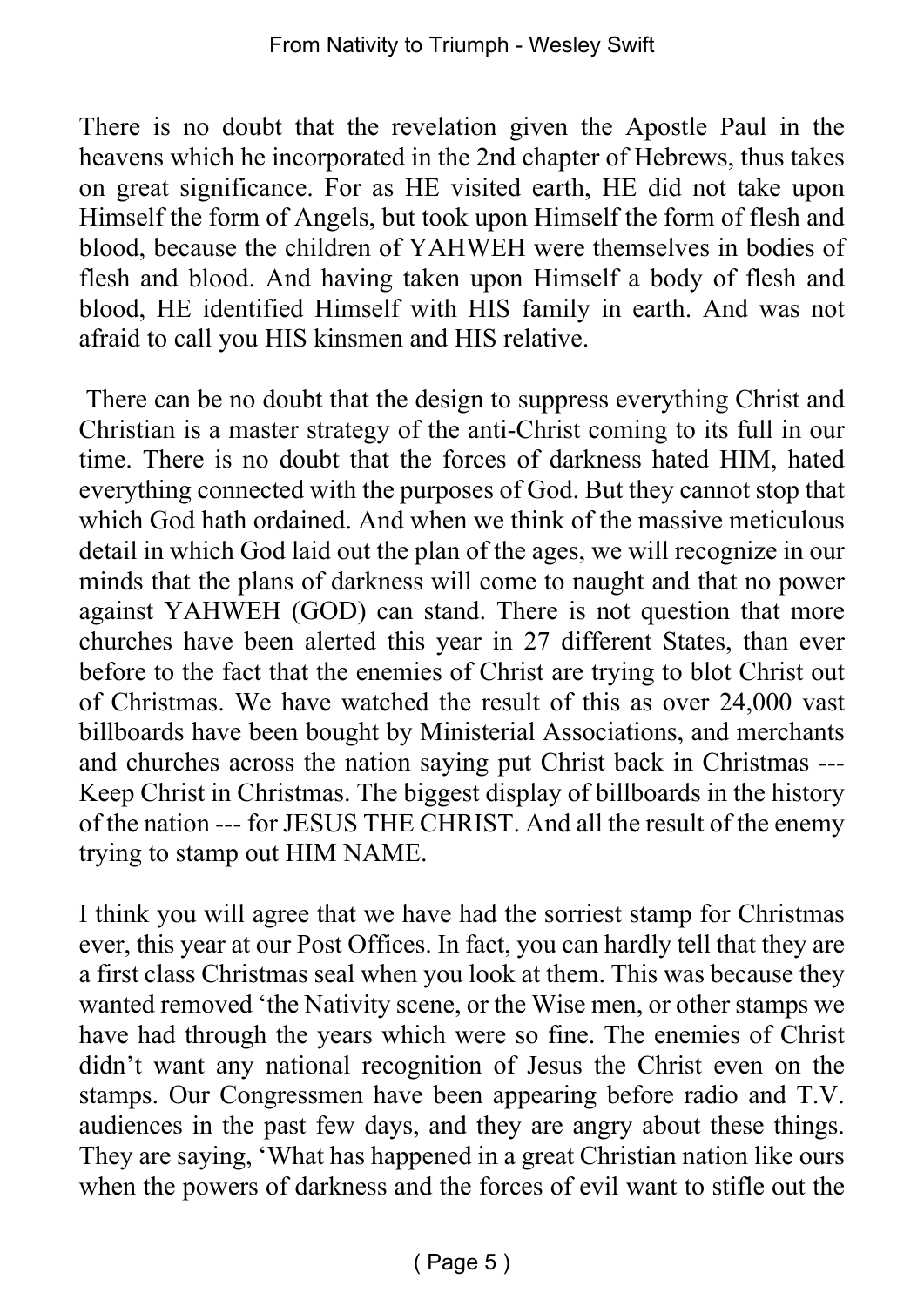There is no doubt that the revelation given the Apostle Paul in the heavens which he incorporated in the 2nd chapter of Hebrews, thus takes on great significance. For as HE visited earth, HE did not take upon Himself the form of Angels, but took upon Himself the form of flesh and blood, because the children of YAHWEH were themselves in bodies of flesh and blood. And having taken upon Himself a body of flesh and blood, HE identified Himself with HIS family in earth. And was not afraid to call you HIS kinsmen and HIS relative.

There can be no doubt that the design to suppress everything Christ and Christian is a master strategy of the anti-Christ coming to its full in our time. There is no doubt that the forces of darkness hated HIM, hated everything connected with the purposes of God. But they cannot stop that which God hath ordained. And when we think of the massive meticulous detail in which God laid out the plan of the ages, we will recognize in our minds that the plans of darkness will come to naught and that no power against YAHWEH (GOD) can stand. There is not question that more churches have been alerted this year in 27 different States, than ever before to the fact that the enemies of Christ are trying to blot Christ out of Christmas. We have watched the result of this as over 24,000 vast billboards have been bought by Ministerial Associations, and merchants and churches across the nation saying put Christ back in Christmas --- Keep Christ in Christmas. The biggest display of billboards in the history of the nation --- for JESUS THE CHRIST. And all the result of the enemy trying to stamp out HIM NAME.

I think you will agree that we have had the sorriest stamp for Christmas ever, this year at our Post Offices. In fact, you can hardly tell that they are a first class Christmas seal when you look at them. This was because they wanted removed 'the Nativity scene, or the Wise men, or other stamps we have had through the years which were so fine. The enemies of Christ didn't want any national recognition of Jesus the Christ even on the stamps. Our Congressmen have been appearing before radio and T.V. audiences in the past few days, and they are angry about these things. They are saying, 'What has happened in a great Christian nation like ours when the powers of darkness and the forces of evil want to stifle out the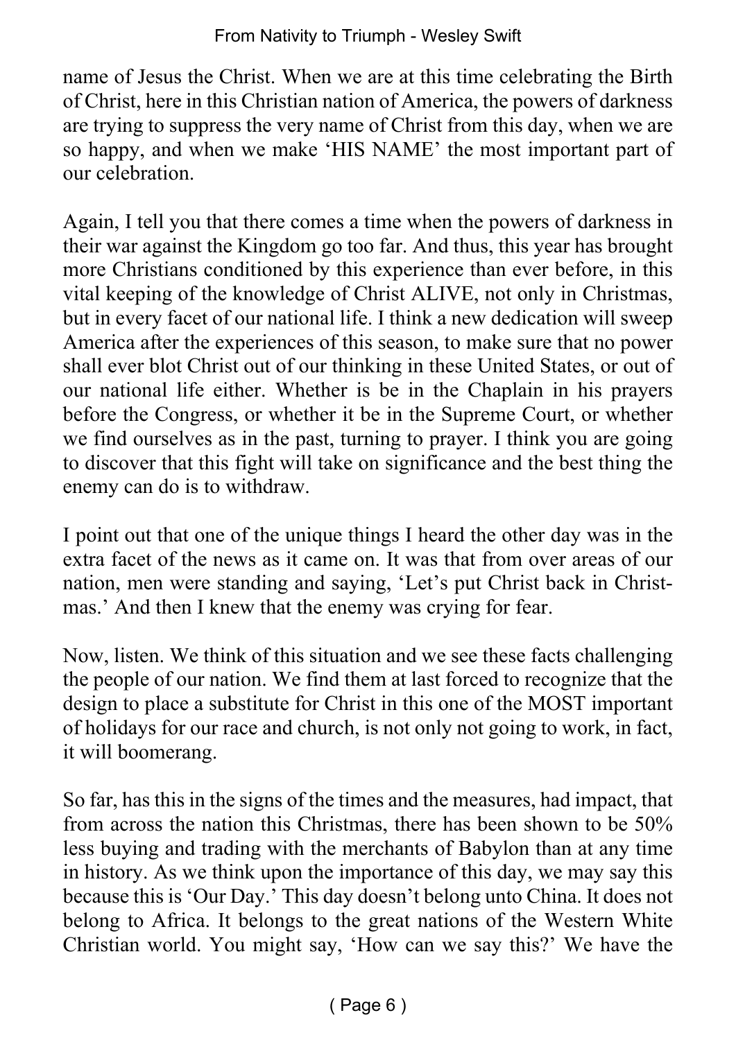name of Jesus the Christ. When we are at this time celebrating the Birth of Christ, here in this Christian nation of America, the powers of darkness are trying to suppress the very name of Christ from this day, when we are so happy, and when we make 'HIS NAME' the most important part of our celebration.

Again, I tell you that there comes a time when the powers of darkness in their war against the Kingdom go too far. And thus, this year has brought more Christians conditioned by this experience than ever before, in this vital keeping of the knowledge of Christ ALIVE, not only in Christmas, but in every facet of our national life. I think a new dedication will sweep America after the experiences of this season, to make sure that no power shall ever blot Christ out of our thinking in these United States, or out of our national life either. Whether is be in the Chaplain in his prayers before the Congress, or whether it be in the Supreme Court, or whether we find ourselves as in the past, turning to prayer. I think you are going to discover that this fight will take on significance and the best thing the enemy can do is to withdraw.

I point out that one of the unique things I heard the other day was in the extra facet of the news as it came on. It was that from over areas of our nation, men were standing and saying, 'Let's put Christ back in Christmas.' And then I knew that the enemy was crying for fear.

Now, listen. We think of this situation and we see these facts challenging the people of our nation. We find them at last forced to recognize that the design to place a substitute for Christ in this one of the MOST important of holidays for our race and church, is not only not going to work, in fact, it will boomerang.

So far, has this in the signs of the times and the measures, had impact, that from across the nation this Christmas, there has been shown to be 50% less buying and trading with the merchants of Babylon than at any time in history. As we think upon the importance of this day, we may say this because this is 'Our Day.' This day doesn't belong unto China. It does not belong to Africa. It belongs to the great nations of the Western White Christian world. You might say, 'How can we say this?' We have the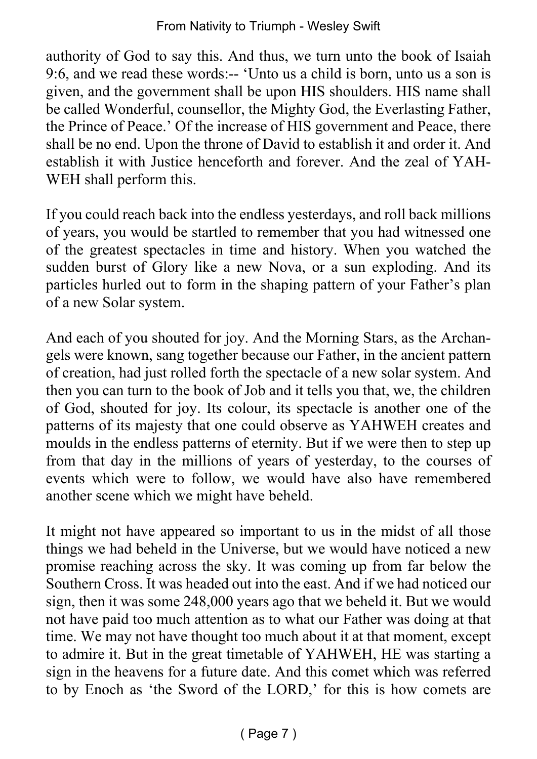authority of God to say this. And thus, we turn unto the book of Isaiah 9:6, and we read these words:-- 'Unto us a child is born, unto us a son is given, and the government shall be upon HIS shoulders. HIS name shall be called Wonderful, counsellor, the Mighty God, the Everlasting Father, the Prince of Peace.' Of the increase of HIS government and Peace, there shall be no end. Upon the throne of David to establish it and order it. And establish it with Justice henceforth and forever. And the zeal of YAHWEH shall perform this.

If you could reach back into the endless yesterdays, and roll back millions of years, you would be startled to remember that you had witnessed one of the greatest spectacles in time and history. When you watched the sudden burst of Glory like a new Nova, or a sun exploding. And its particles hurled out to form in the shaping pattern of your Father's plan of a new Solar system.

And each of you shouted for joy. And the Morning Stars, as the Archangels were known, sang together because our Father, in the ancient pattern of creation, had just rolled forth the spectacle of a new solar system. And then you can turn to the book of Job and it tells you that, we, the children of God, shouted for joy. Its colour, its spectacle is another one of the patterns of its majesty that one could observe as YAHWEH creates and moulds in the endless patterns of eternity. But if we were then to step up from that day in the millions of years of yesterday, to the courses of events which were to follow, we would have also have remembered another scene which we might have beheld.

It might not have appeared so important to us in the midst of all those things we had beheld in the Universe, but we would have noticed a new promise reaching across the sky. It was coming up from far below the Southern Cross. It was headed out into the east. And if we had noticed our sign, then it was some 248,000 years ago that we beheld it. But we would not have paid too much attention as to what our Father was doing at that time. We may not have thought too much about it at that moment, except to admire it. But in the great timetable of YAHWEH, HE was starting a sign in the heavens for a future date. And this comet which was referred to by Enoch as 'the Sword of the LORD,' for this is how comets are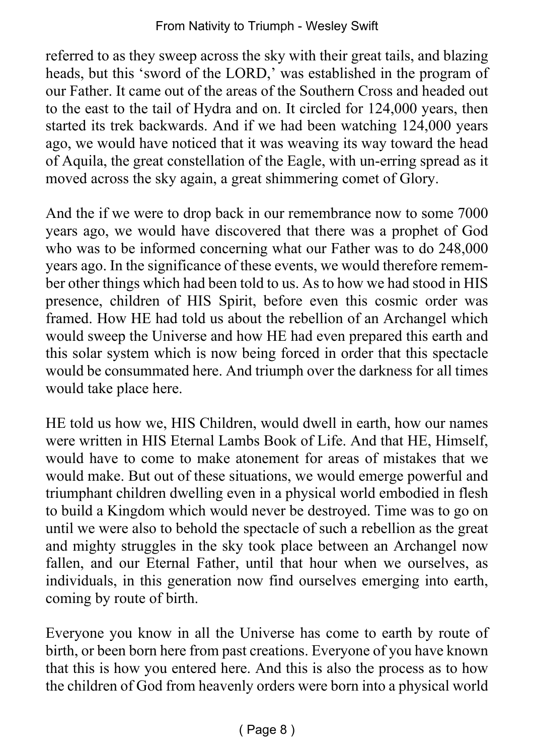referred to as they sweep across the sky with their great tails, and blazing heads, but this 'sword of the LORD,' was established in the program of our Father. It came out of the areas of the Southern Cross and headed out to the east to the tail of Hydra and on. It circled for 124,000 years, then started its trek backwards. And if we had been watching 124,000 years ago, we would have noticed that it was weaving its way toward the head of Aquila, the great constellation of the Eagle, with un-erring spread as it moved across the sky again, a great shimmering comet of Glory.

And the if we were to drop back in our remembrance now to some 7000 years ago, we would have discovered that there was a prophet of God who was to be informed concerning what our Father was to do 248,000 years ago. In the significance of these events, we would therefore remember other things which had been told to us. As to how we had stood in HIS presence, children of HIS Spirit, before even this cosmic order was framed. How HE had told us about the rebellion of an Archangel which would sweep the Universe and how HE had even prepared this earth and this solar system which is now being forced in order that this spectacle would be consummated here. And triumph over the darkness for all times would take place here.

HE told us how we, HIS Children, would dwell in earth, how our names were written in HIS Eternal Lambs Book of Life. And that HE, Himself, would have to come to make atonement for areas of mistakes that we would make. But out of these situations, we would emerge powerful and triumphant children dwelling even in a physical world embodied in flesh to build a Kingdom which would never be destroyed. Time was to go on until we were also to behold the spectacle of such a rebellion as the great and mighty struggles in the sky took place between an Archangel now fallen, and our Eternal Father, until that hour when we ourselves, as individuals, in this generation now find ourselves emerging into earth, coming by route of birth.

Everyone you know in all the Universe has come to earth by route of birth, or been born here from past creations. Everyone of you have known that this is how you entered here. And this is also the process as to how the children of God from heavenly orders were born into a physical world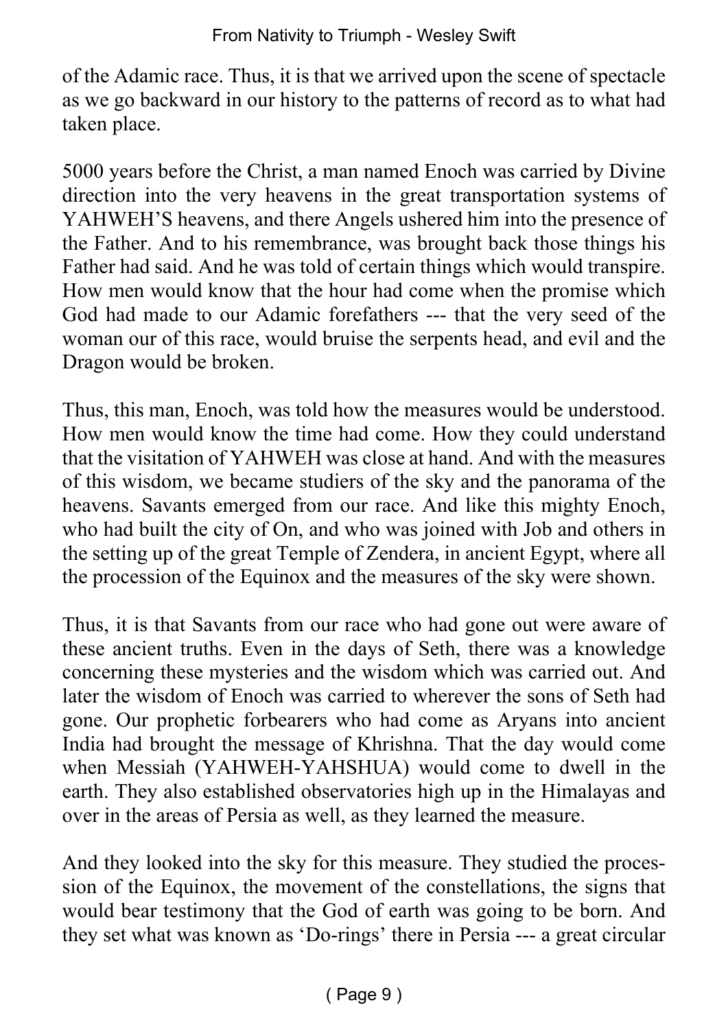of the Adamic race. Thus, it is that we arrived upon the scene of spectacle as we go backward in our history to the patterns of record as to what had taken place.

5000 years before the Christ, a man named Enoch was carried by Divine direction into the very heavens in the great transportation systems of YAHWEH'S heavens, and there Angels ushered him into the presence of the Father. And to his remembrance, was brought back those things his Father had said. And he was told of certain things which would transpire. How men would know that the hour had come when the promise which God had made to our Adamic forefathers --- that the very seed of the woman our of this race, would bruise the serpents head, and evil and the Dragon would be broken.

Thus, this man, Enoch, was told how the measures would be understood. How men would know the time had come. How they could understand that the visitation of YAHWEH was close at hand. And with the measures of this wisdom, we became studiers of the sky and the panorama of the heavens. Savants emerged from our race. And like this mighty Enoch, who had built the city of On, and who was joined with Job and others in the setting up of the great Temple of Zendera, in ancient Egypt, where all the procession of the Equinox and the measures of the sky were shown.

Thus, it is that Savants from our race who had gone out were aware of these ancient truths. Even in the days of Seth, there was a knowledge concerning these mysteries and the wisdom which was carried out. And later the wisdom of Enoch was carried to wherever the sons of Seth had gone. Our prophetic forbearers who had come as Aryans into ancient India had brought the message of Khrishna. That the day would come when Messiah (YAHWEH-YAHSHUA) would come to dwell in the earth. They also established observatories high up in the Himalayas and over in the areas of Persia as well, as they learned the measure.

And they looked into the sky for this measure. They studied the procession of the Equinox, the movement of the constellations, the signs that would bear testimony that the God of earth was going to be born. And they set what was known as 'Do-rings' there in Persia --- a great circular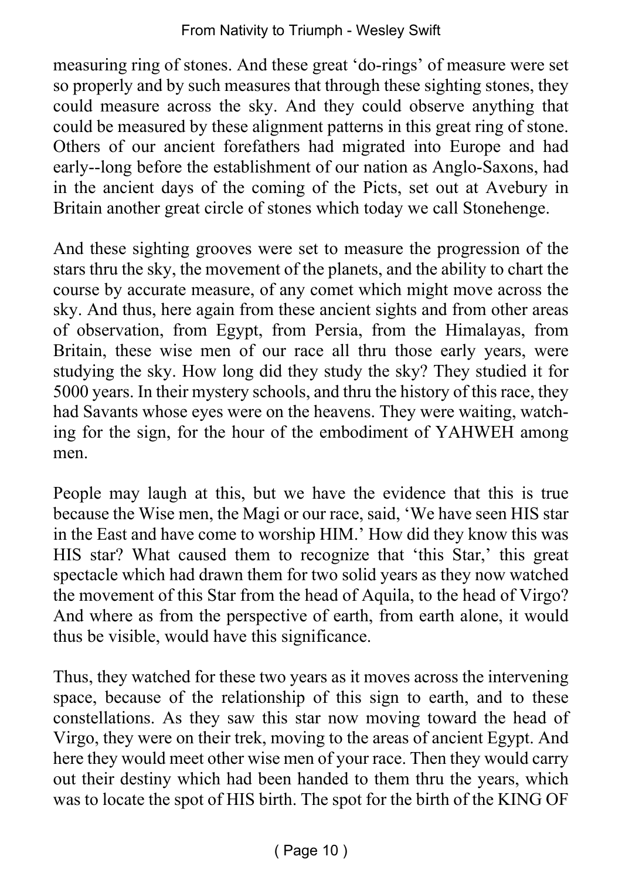measuring ring of stones. And these great 'do-rings' of measure were set so properly and by such measures that through these sighting stones, they could measure across the sky. And they could observe anything that could be measured by these alignment patterns in this great ring of stone. Others of our ancient forefathers had migrated into Europe and had early--long before the establishment of our nation as Anglo-Saxons, had in the ancient days of the coming of the Picts, set out at Avebury in Britain another great circle of stones which today we call Stonehenge.

And these sighting grooves were set to measure the progression of the stars thru the sky, the movement of the planets, and the ability to chart the course by accurate measure, of any comet which might move across the sky. And thus, here again from these ancient sights and from other areas of observation, from Egypt, from Persia, from the Himalayas, from Britain, these wise men of our race all thru those early years, were studying the sky. How long did they study the sky? They studied it for 5000 years. In their mystery schools, and thru the history of this race, they had Savants whose eyes were on the heavens. They were waiting, watching for the sign, for the hour of the embodiment of YAHWEH among men.

People may laugh at this, but we have the evidence that this is true because the Wise men, the Magi or our race, said, 'We have seen HIS star in the East and have come to worship HIM.' How did they know this was HIS star? What caused them to recognize that 'this Star,' this great spectacle which had drawn them for two solid years as they now watched the movement of this Star from the head of Aquila, to the head of Virgo? And where as from the perspective of earth, from earth alone, it would thus be visible, would have this significance.

Thus, they watched for these two years as it moves across the intervening space, because of the relationship of this sign to earth, and to these constellations. As they saw this star now moving toward the head of Virgo, they were on their trek, moving to the areas of ancient Egypt. And here they would meet other wise men of your race. Then they would carry out their destiny which had been handed to them thru the years, which was to locate the spot of HIS birth. The spot for the birth of the KING OF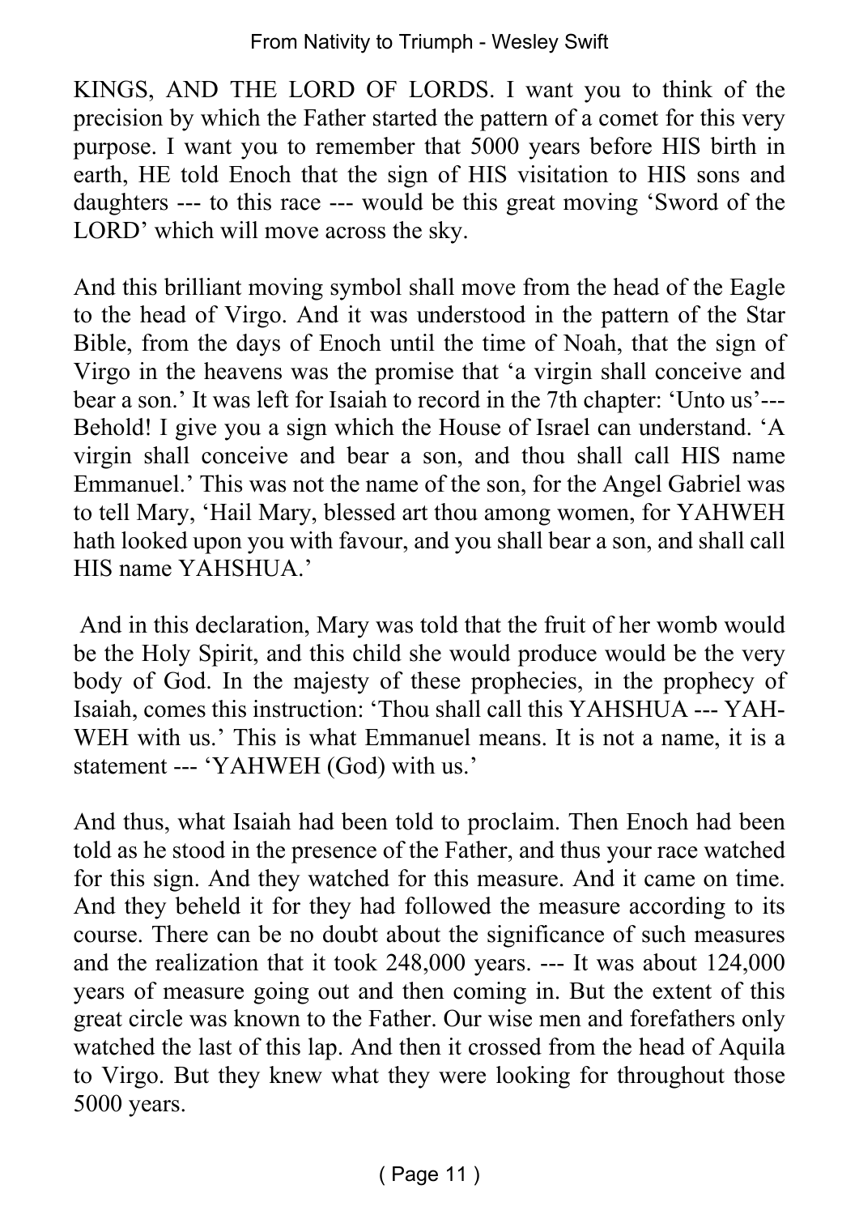KINGS, AND THE LORD OF LORDS. I want you to think of the precision by which the Father started the pattern of a comet for this very purpose. I want you to remember that 5000 years before HIS birth in earth, HE told Enoch that the sign of HIS visitation to HIS sons and daughters --- to this race --- would be this great moving 'Sword of the LORD' which will move across the sky.

And this brilliant moving symbol shall move from the head of the Eagle to the head of Virgo. And it was understood in the pattern of the Star Bible, from the days of Enoch until the time of Noah, that the sign of Virgo in the heavens was the promise that 'a virgin shall conceive and bear a son.' It was left for Isaiah to record in the 7th chapter: 'Unto us'--- Behold! I give you a sign which the House of Israel can understand. 'A virgin shall conceive and bear a son, and thou shall call HIS name Emmanuel.' This was not the name of the son, for the Angel Gabriel was to tell Mary, 'Hail Mary, blessed art thou among women, for YAHWEH hath looked upon you with favour, and you shall bear a son, and shall call HIS name YAHSHUA.'

And in this declaration, Mary was told that the fruit of her womb would be the Holy Spirit, and this child she would produce would be the very body of God. In the majesty of these prophecies, in the prophecy of Isaiah, comes this instruction: 'Thou shall call this YAHSHUA --- YAH-WEH with us.' This is what Emmanuel means. It is not a name, it is a statement --- 'YAHWEH (God) with us.'

And thus, what Isaiah had been told to proclaim. Then Enoch had been told as he stood in the presence of the Father, and thus your race watched for this sign. And they watched for this measure. And it came on time. And they beheld it for they had followed the measure according to its course. There can be no doubt about the significance of such measures and the realization that it took 248,000 years. --- It was about 124,000 years of measure going out and then coming in. But the extent of this great circle was known to the Father. Our wise men and forefathers only watched the last of this lap. And then it crossed from the head of Aquila to Virgo. But they knew what they were looking for throughout those 5000 years.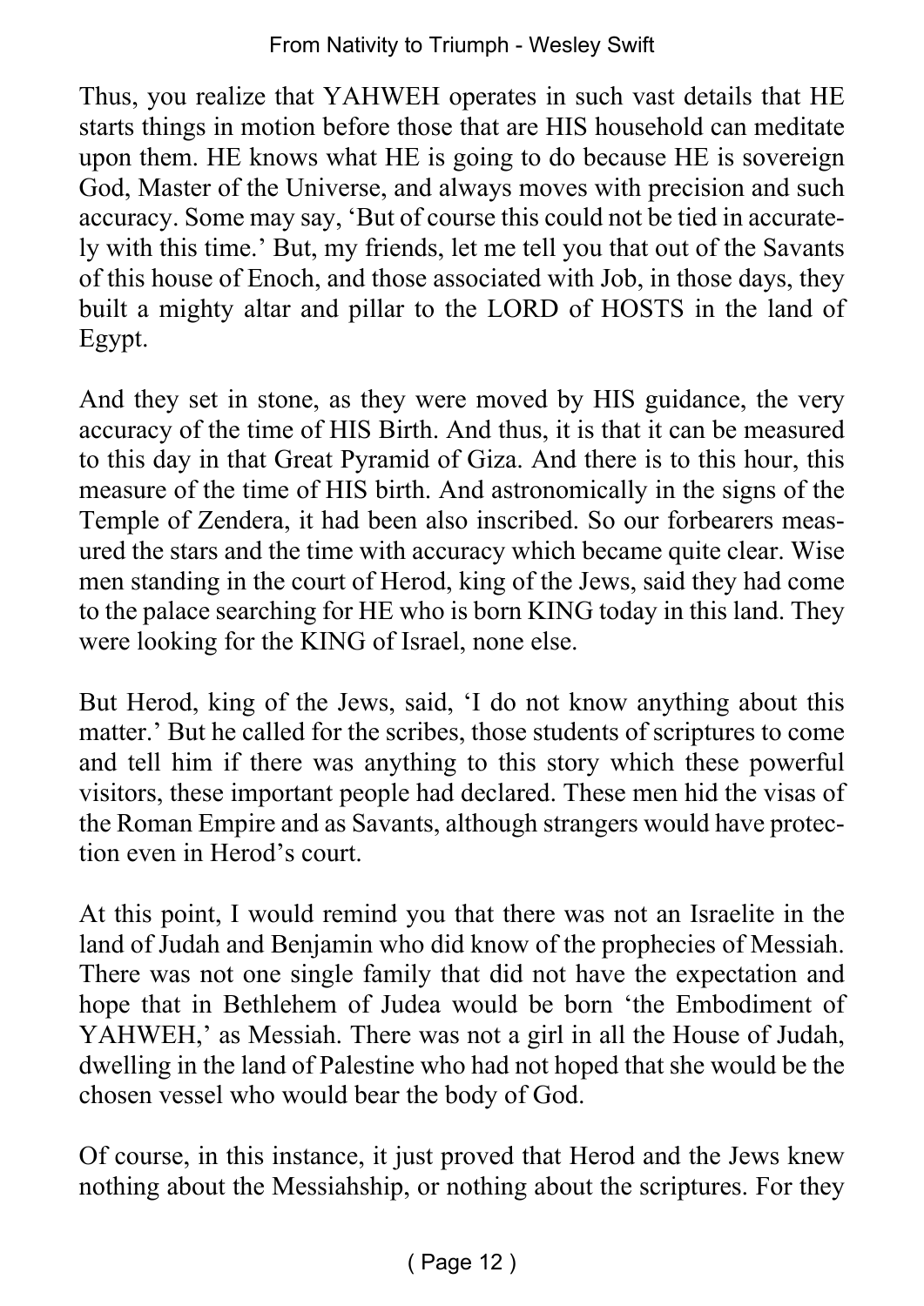Thus, you realize that YAHWEH operates in such vast details that HE starts things in motion before those that are HIS household can meditate upon them. HE knows what HE is going to do because HE is sovereign God, Master of the Universe, and always moves with precision and such accuracy. Some may say, 'But of course this could not be tied in accurately with this time.' But, my friends, let me tell you that out of the Savants of this house of Enoch, and those associated with Job, in those days, they built a mighty altar and pillar to the LORD of HOSTS in the land of Egypt.

And they set in stone, as they were moved by HIS guidance, the very accuracy of the time of HIS Birth. And thus, it is that it can be measured to this day in that Great Pyramid of Giza. And there is to this hour, this measure of the time of HIS birth. And astronomically in the signs of the Temple of Zendera, it had been also inscribed. So our forbearers measured the stars and the time with accuracy which became quite clear. Wise men standing in the court of Herod, king of the Jews, said they had come to the palace searching for HE who is born KING today in this land. They were looking for the KING of Israel, none else.

But Herod, king of the Jews, said, 'I do not know anything about this matter.' But he called for the scribes, those students of scriptures to come and tell him if there was anything to this story which these powerful visitors, these important people had declared. These men hid the visas of the Roman Empire and as Savants, although strangers would have protection even in Herod's court.

At this point, I would remind you that there was not an Israelite in the land of Judah and Benjamin who did know of the prophecies of Messiah. There was not one single family that did not have the expectation and hope that in Bethlehem of Judea would be born 'the Embodiment of YAHWEH,' as Messiah. There was not a girl in all the House of Judah, dwelling in the land of Palestine who had not hoped that she would be the chosen vessel who would bear the body of God.

Of course, in this instance, it just proved that Herod and the Jews knew nothing about the Messiahship, or nothing about the scriptures. For they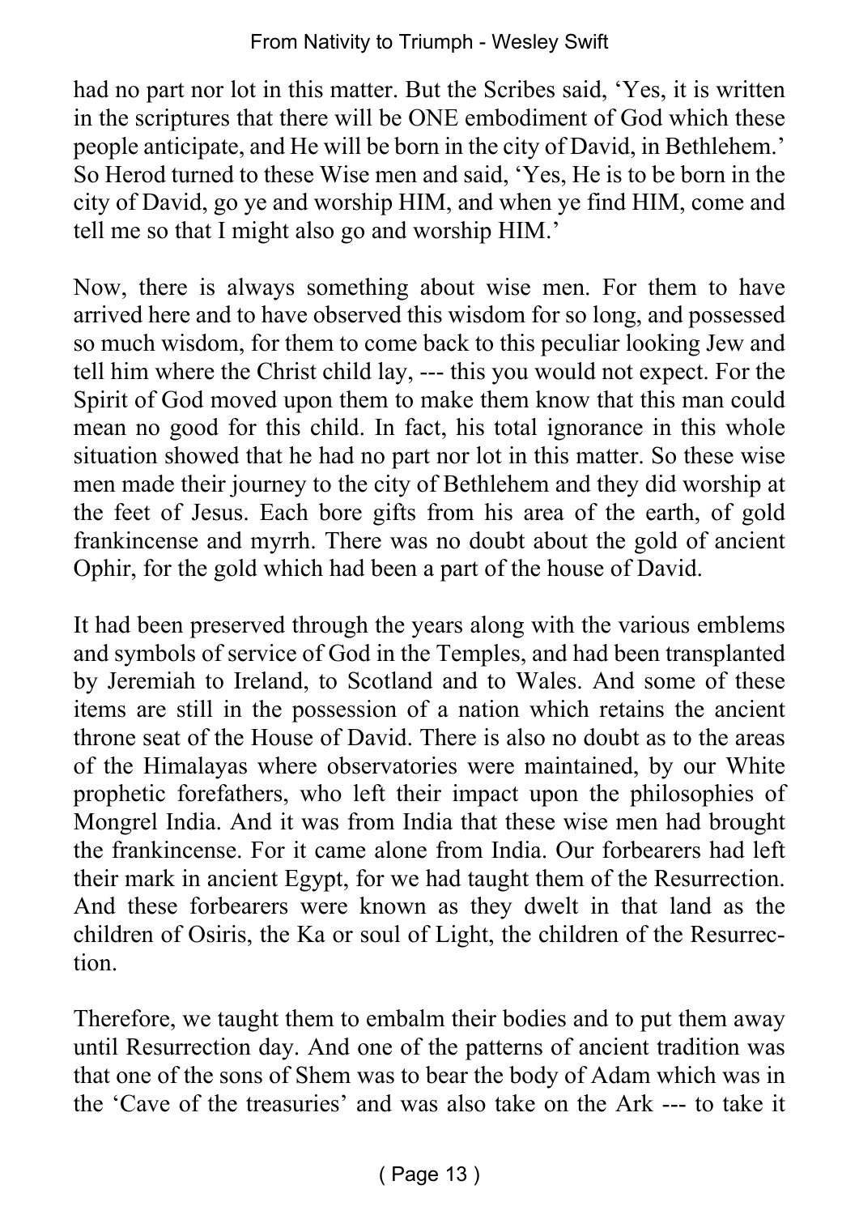had no part nor lot in this matter. But the Scribes said, 'Yes, it is written in the scriptures that there will be ONE embodiment of God which these people anticipate, and He will be born in the city of David, in Bethlehem.' So Herod turned to these Wise men and said, 'Yes, He is to be born in the city of David, go ye and worship HIM, and when ye find HIM, come and tell me so that I might also go and worship HIM.'

Now, there is always something about wise men. For them to have arrived here and to have observed this wisdom for so long, and possessed so much wisdom, for them to come back to this peculiar looking Jew and tell him where the Christ child lay, --- this you would not expect. For the Spirit of God moved upon them to make them know that this man could mean no good for this child. In fact, his total ignorance in this whole situation showed that he had no part nor lot in this matter. So these wise men made their journey to the city of Bethlehem and they did worship at the feet of Jesus. Each bore gifts from his area of the earth, of gold frankincense and myrrh. There was no doubt about the gold of ancient Ophir, for the gold which had been a part of the house of David.

It had been preserved through the years along with the various emblems and symbols of service of God in the Temples, and had been transplanted by Jeremiah to Ireland, to Scotland and to Wales. And some of these items are still in the possession of a nation which retains the ancient throne seat of the House of David. There is also no doubt as to the areas of the Himalayas where observatories were maintained, by our White prophetic forefathers, who left their impact upon the philosophies of Mongrel India. And it was from India that these wise men had brought the frankincense. For it came alone from India. Our forbearers had left their mark in ancient Egypt, for we had taught them of the Resurrection. And these forbearers were known as they dwelt in that land as the children of Osiris, the Ka or soul of Light, the children of the Resurrection.

Therefore, we taught them to embalm their bodies and to put them away until Resurrection day. And one of the patterns of ancient tradition was that one of the sons of Shem was to bear the body of Adam which was in the 'Cave of the treasuries' and was also take on the Ark --- to take it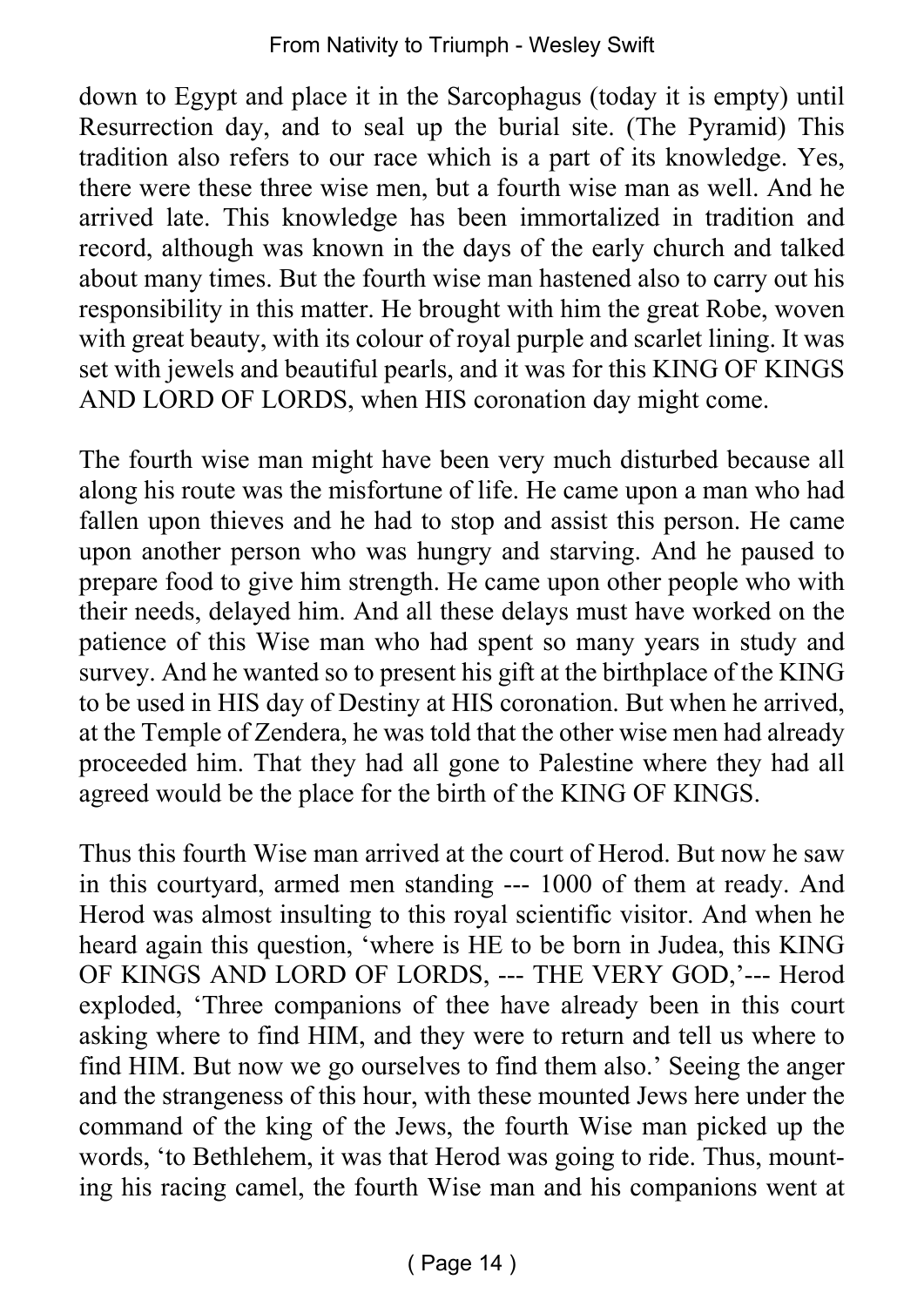down to Egypt and place it in the Sarcophagus (today it is empty) until Resurrection day, and to seal up the burial site. (The Pyramid) This tradition also refers to our race which is a part of its knowledge. Yes, there were these three wise men, but a fourth wise man as well. And he arrived late. This knowledge has been immortalized in tradition and record, although was known in the days of the early church and talked about many times. But the fourth wise man hastened also to carry out his responsibility in this matter. He brought with him the great Robe, woven with great beauty, with its colour of royal purple and scarlet lining. It was set with jewels and beautiful pearls, and it was for this KING OF KINGS AND LORD OF LORDS, when HIS coronation day might come.

The fourth wise man might have been very much disturbed because all along his route was the misfortune of life. He came upon a man who had fallen upon thieves and he had to stop and assist this person. He came upon another person who was hungry and starving. And he paused to prepare food to give him strength. He came upon other people who with their needs, delayed him. And all these delays must have worked on the patience of this Wise man who had spent so many years in study and survey. And he wanted so to present his gift at the birthplace of the KING to be used in HIS day of Destiny at HIS coronation. But when he arrived, at the Temple of Zendera, he was told that the other wise men had already proceeded him. That they had all gone to Palestine where they had all agreed would be the place for the birth of the KING OF KINGS.

Thus this fourth Wise man arrived at the court of Herod. But now he saw in this courtyard, armed men standing --- 1000 of them at ready. And Herod was almost insulting to this royal scientific visitor. And when he heard again this question, 'where is HE to be born in Judea, this KING OF KINGS AND LORD OF LORDS, --- THE VERY GOD,'--- Herod exploded, 'Three companions of thee have already been in this court asking where to find HIM, and they were to return and tell us where to find HIM. But now we go ourselves to find them also.' Seeing the anger and the strangeness of this hour, with these mounted Jews here under the command of the king of the Jews, the fourth Wise man picked up the words, 'to Bethlehem, it was that Herod was going to ride. Thus, mounting his racing camel, the fourth Wise man and his companions went at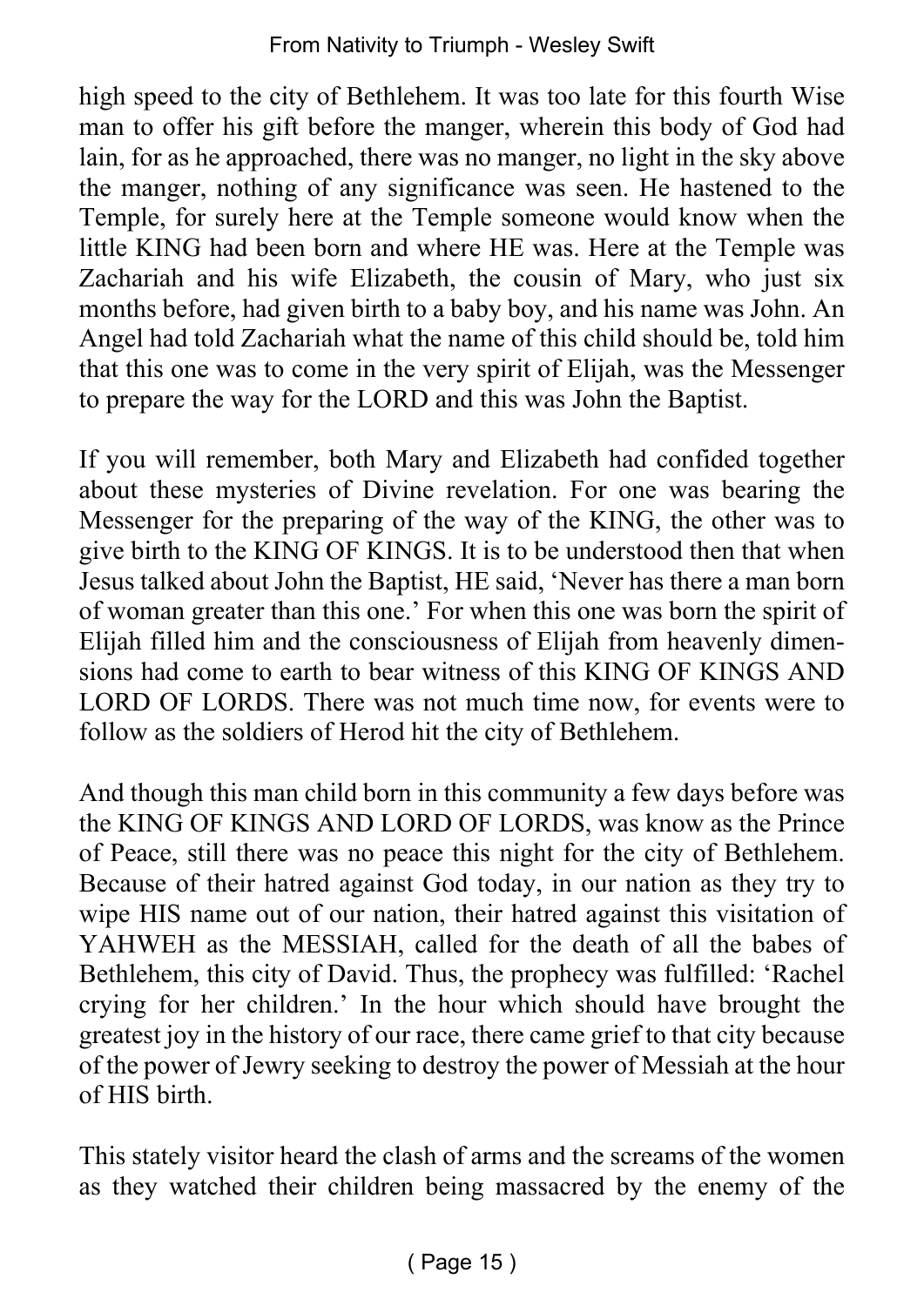high speed to the city of Bethlehem. It was too late for this fourth Wise man to offer his gift before the manger, wherein this body of God had lain, for as he approached, there was no manger, no light in the sky above the manger, nothing of any significance was seen. He hastened to the Temple, for surely here at the Temple someone would know when the little KING had been born and where HE was. Here at the Temple was Zachariah and his wife Elizabeth, the cousin of Mary, who just six months before, had given birth to a baby boy, and his name was John. An Angel had told Zachariah what the name of this child should be, told him that this one was to come in the very spirit of Elijah, was the Messenger to prepare the way for the LORD and this was John the Baptist.

If you will remember, both Mary and Elizabeth had confided together about these mysteries of Divine revelation. For one was bearing the Messenger for the preparing of the way of the KING, the other was to give birth to the KING OF KINGS. It is to be understood then that when Jesus talked about John the Baptist, HE said, 'Never has there a man born of woman greater than this one.' For when this one was born the spirit of Elijah filled him and the consciousness of Elijah from heavenly dimensions had come to earth to bear witness of this KING OF KINGS AND LORD OF LORDS. There was not much time now, for events were to follow as the soldiers of Herod hit the city of Bethlehem.

And though this man child born in this community a few days before was the KING OF KINGS AND LORD OF LORDS, was know as the Prince of Peace, still there was no peace this night for the city of Bethlehem. Because of their hatred against God today, in our nation as they try to wipe HIS name out of our nation, their hatred against this visitation of YAHWEH as the MESSIAH, called for the death of all the babes of Bethlehem, this city of David. Thus, the prophecy was fulfilled: 'Rachel crying for her children.' In the hour which should have brought the greatest joy in the history of our race, there came grief to that city because of the power of Jewry seeking to destroy the power of Messiah at the hour of HIS birth.

This stately visitor heard the clash of arms and the screams of the women as they watched their children being massacred by the enemy of the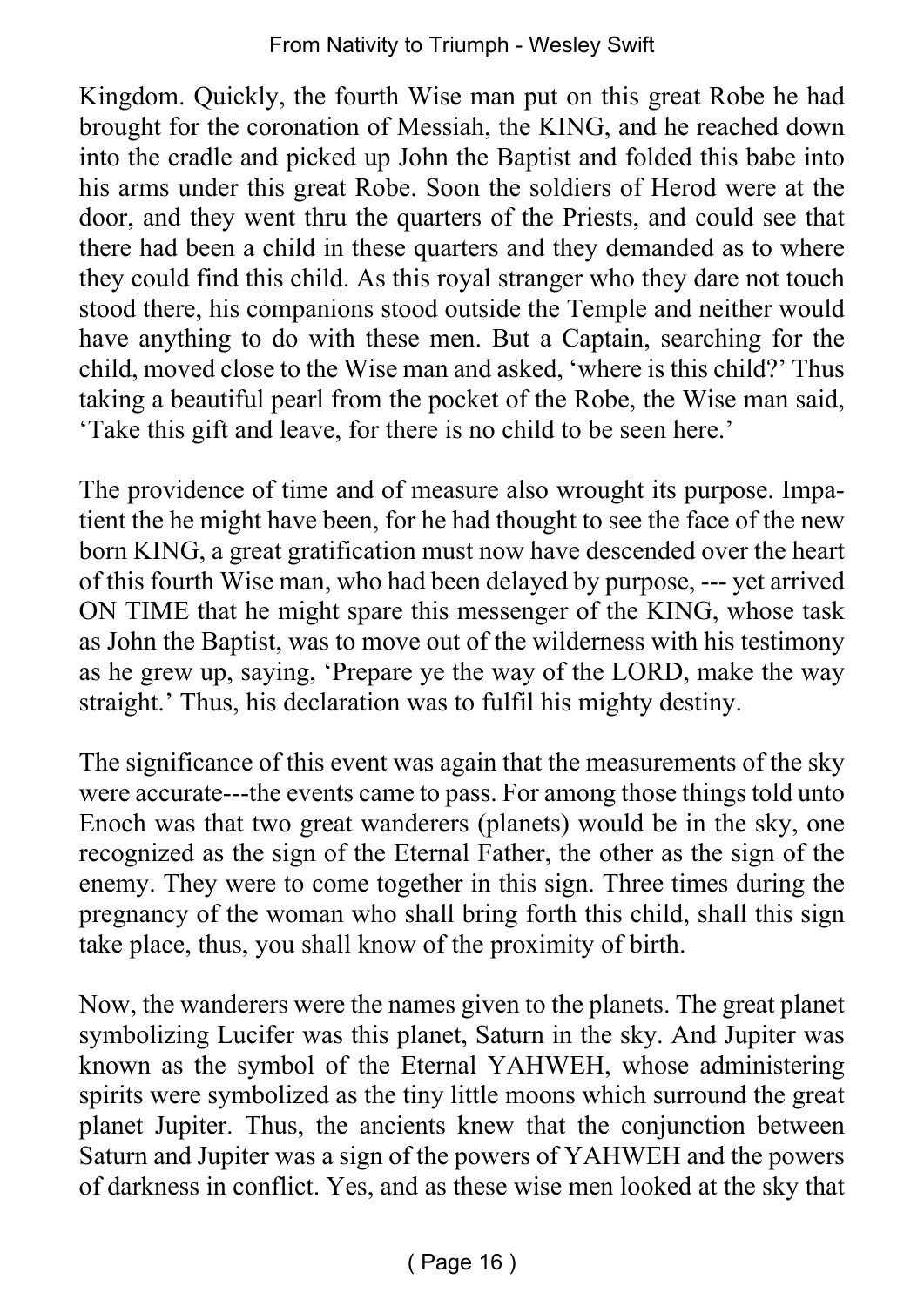Kingdom. Quickly, the fourth Wise man put on this great Robe he had brought for the coronation of Messiah, the KING, and he reached down into the cradle and picked up John the Baptist and folded this babe into his arms under this great Robe. Soon the soldiers of Herod were at the door, and they went thru the quarters of the Priests, and could see that there had been a child in these quarters and they demanded as to where they could find this child. As this royal stranger who they dare not touch stood there, his companions stood outside the Temple and neither would have anything to do with these men. But a Captain, searching for the child, moved close to the Wise man and asked, 'where is this child?' Thus taking a beautiful pearl from the pocket of the Robe, the Wise man said, 'Take this gift and leave, for there is no child to be seen here.'

The providence of time and of measure also wrought its purpose. Impatient the he might have been, for he had thought to see the face of the new born KING, a great gratification must now have descended over the heart of this fourth Wise man, who had been delayed by purpose, --- yet arrived ON TIME that he might spare this messenger of the KING, whose task as John the Baptist, was to move out of the wilderness with his testimony as he grew up, saying, 'Prepare ye the way of the LORD, make the way straight.' Thus, his declaration was to fulfil his mighty destiny.

The significance of this event was again that the measurements of the sky were accurate---the events came to pass. For among those things told unto Enoch was that two great wanderers (planets) would be in the sky, one recognized as the sign of the Eternal Father, the other as the sign of the enemy. They were to come together in this sign. Three times during the pregnancy of the woman who shall bring forth this child, shall this sign take place, thus, you shall know of the proximity of birth.

Now, the wanderers were the names given to the planets. The great planet symbolizing Lucifer was this planet, Saturn in the sky. And Jupiter was known as the symbol of the Eternal YAHWEH, whose administering spirits were symbolized as the tiny little moons which surround the great planet Jupiter. Thus, the ancients knew that the conjunction between Saturn and Jupiter was a sign of the powers of YAHWEH and the powers of darkness in conflict. Yes, and as these wise men looked at the sky that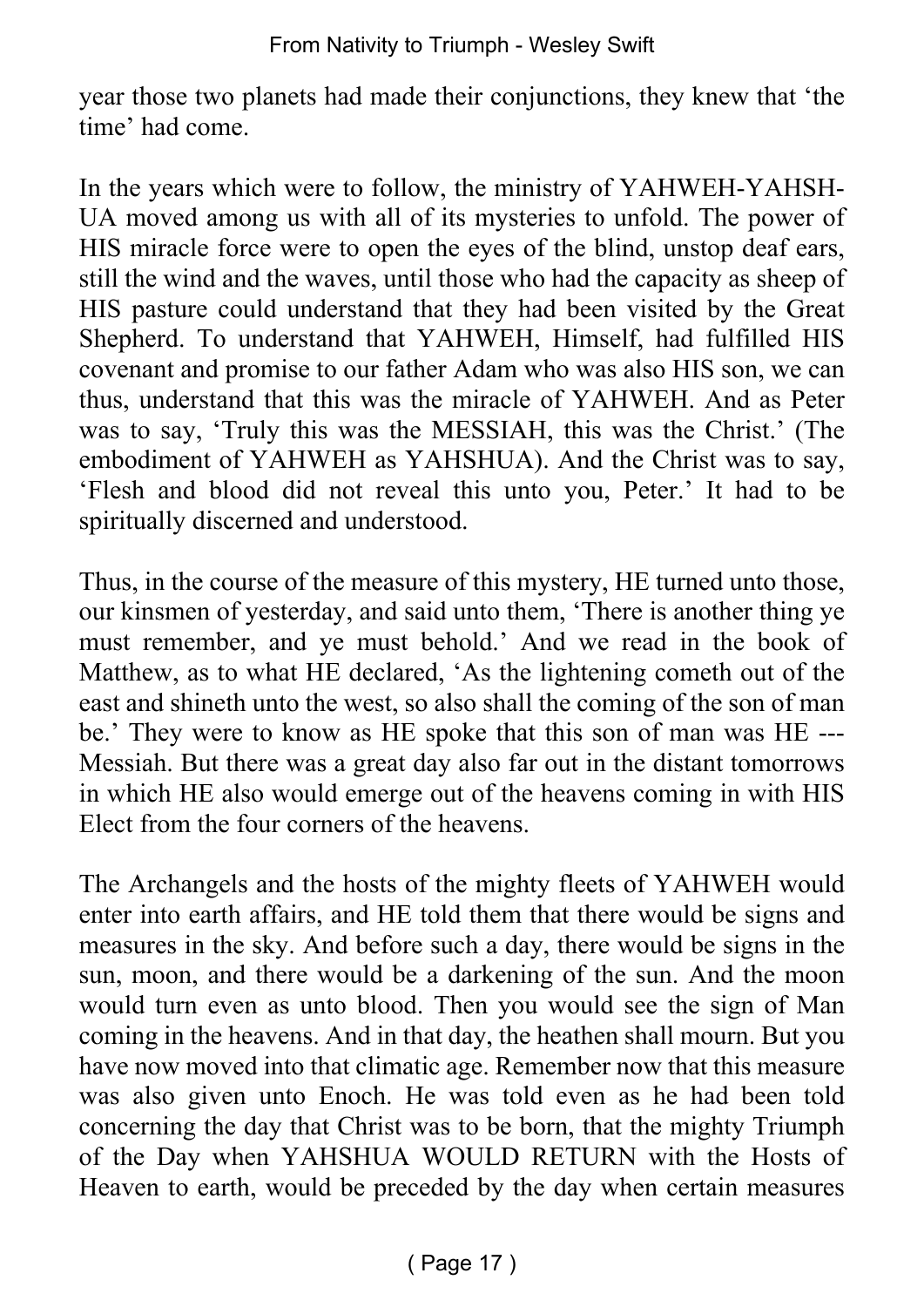year those two planets had made their conjunctions, they knew that 'the time' had come.

In the years which were to follow, the ministry of YAHWEH-YAHSH-UA moved among us with all of its mysteries to unfold. The power of HIS miracle force were to open the eyes of the blind, unstop deaf ears, still the wind and the waves, until those who had the capacity as sheep of HIS pasture could understand that they had been visited by the Great Shepherd. To understand that YAHWEH, Himself, had fulfilled HIS covenant and promise to our father Adam who was also HIS son, we can thus, understand that this was the miracle of YAHWEH. And as Peter was to say, 'Truly this was the MESSIAH, this was the Christ.' (The embodiment of YAHWEH as YAHSHUA). And the Christ was to say, 'Flesh and blood did not reveal this unto you, Peter.' It had to be spiritually discerned and understood.

Thus, in the course of the measure of this mystery, HE turned unto those, our kinsmen of yesterday, and said unto them, 'There is another thing ye must remember, and ye must behold.' And we read in the book of Matthew, as to what HE declared, 'As the lightening cometh out of the east and shineth unto the west, so also shall the coming of the son of man be.' They were to know as HE spoke that this son of man was HE --- Messiah. But there was a great day also far out in the distant tomorrows in which HE also would emerge out of the heavens coming in with HIS Elect from the four corners of the heavens.

The Archangels and the hosts of the mighty fleets of YAHWEH would enter into earth affairs, and HE told them that there would be signs and measures in the sky. And before such a day, there would be signs in the sun, moon, and there would be a darkening of the sun. And the moon would turn even as unto blood. Then you would see the sign of Man coming in the heavens. And in that day, the heathen shall mourn. But you have now moved into that climatic age. Remember now that this measure was also given unto Enoch. He was told even as he had been told concerning the day that Christ was to be born, that the mighty Triumph of the Day when YAHSHUA WOULD RETURN with the Hosts of Heaven to earth, would be preceded by the day when certain measures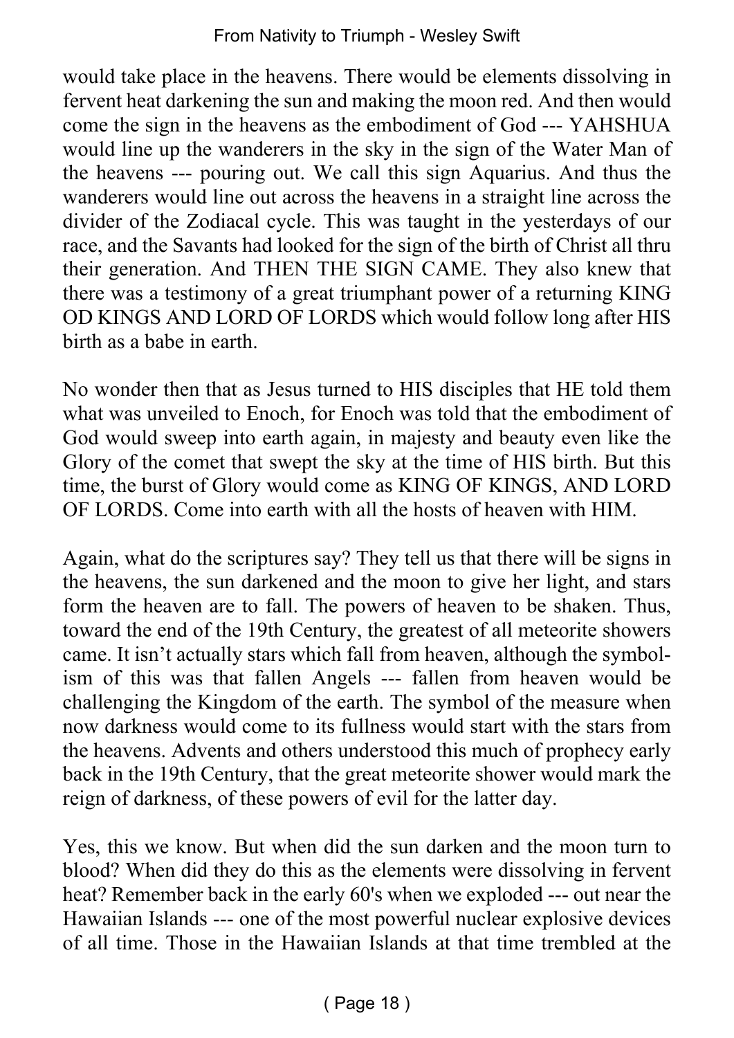would take place in the heavens. There would be elements dissolving in fervent heat darkening the sun and making the moon red. And then would come the sign in the heavens as the embodiment of God --- YAHSHUA would line up the wanderers in the sky in the sign of the Water Man of the heavens --- pouring out. We call this sign Aquarius. And thus the wanderers would line out across the heavens in a straight line across the divider of the Zodiacal cycle. This was taught in the yesterdays of our race, and the Savants had looked for the sign of the birth of Christ all thru their generation. And THEN THE SIGN CAME. They also knew that there was a testimony of a great triumphant power of a returning KING OD KINGS AND LORD OF LORDS which would follow long after HIS birth as a babe in earth.

No wonder then that as Jesus turned to HIS disciples that HE told them what was unveiled to Enoch, for Enoch was told that the embodiment of God would sweep into earth again, in majesty and beauty even like the Glory of the comet that swept the sky at the time of HIS birth. But this time, the burst of Glory would come as KING OF KINGS, AND LORD OF LORDS. Come into earth with all the hosts of heaven with HIM.

Again, what do the scriptures say? They tell us that there will be signs in the heavens, the sun darkened and the moon to give her light, and stars form the heaven are to fall. The powers of heaven to be shaken. Thus, toward the end of the 19th Century, the greatest of all meteorite showers came. It isn't actually stars which fall from heaven, although the symbolism of this was that fallen Angels --- fallen from heaven would be challenging the Kingdom of the earth. The symbol of the measure when now darkness would come to its fullness would start with the stars from the heavens. Advents and others understood this much of prophecy early back in the 19th Century, that the great meteorite shower would mark the reign of darkness, of these powers of evil for the latter day.

Yes, this we know. But when did the sun darken and the moon turn to blood? When did they do this as the elements were dissolving in fervent heat? Remember back in the early 60's when we exploded --- out near the Hawaiian Islands --- one of the most powerful nuclear explosive devices of all time. Those in the Hawaiian Islands at that time trembled at the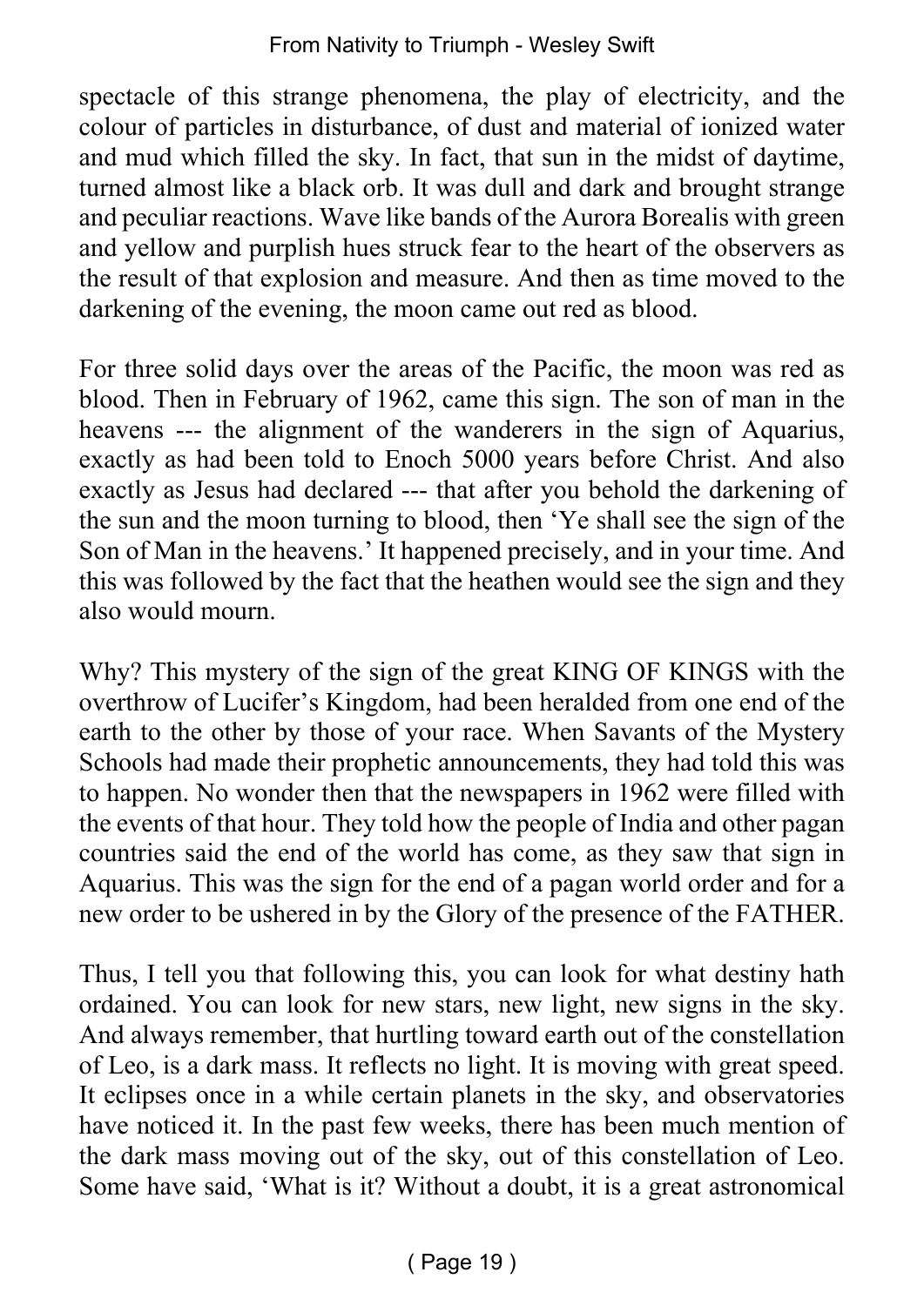spectacle of this strange phenomena, the play of electricity, and the colour of particles in disturbance, of dust and material of ionized water and mud which filled the sky. In fact, that sun in the midst of daytime, turned almost like a black orb. It was dull and dark and brought strange and peculiar reactions. Wave like bands of the Aurora Borealis with green and yellow and purplish hues struck fear to the heart of the observers as the result of that explosion and measure. And then as time moved to the darkening of the evening, the moon came out red as blood.

For three solid days over the areas of the Pacific, the moon was red as blood. Then in February of 1962, came this sign. The son of man in the heavens --- the alignment of the wanderers in the sign of Aquarius, exactly as had been told to Enoch 5000 years before Christ. And also exactly as Jesus had declared --- that after you behold the darkening of the sun and the moon turning to blood, then 'Ye shall see the sign of the Son of Man in the heavens.' It happened precisely, and in your time. And this was followed by the fact that the heathen would see the sign and they also would mourn.

Why? This mystery of the sign of the great KING OF KINGS with the overthrow of Lucifer's Kingdom, had been heralded from one end of the earth to the other by those of your race. When Savants of the Mystery Schools had made their prophetic announcements, they had told this was to happen. No wonder then that the newspapers in 1962 were filled with the events of that hour. They told how the people of India and other pagan countries said the end of the world has come, as they saw that sign in Aquarius. This was the sign for the end of a pagan world order and for a new order to be ushered in by the Glory of the presence of the FATHER.

Thus, I tell you that following this, you can look for what destiny hath ordained. You can look for new stars, new light, new signs in the sky. And always remember, that hurtling toward earth out of the constellation of Leo, is a dark mass. It reflects no light. It is moving with great speed. It eclipses once in a while certain planets in the sky, and observatories have noticed it. In the past few weeks, there has been much mention of the dark mass moving out of the sky, out of this constellation of Leo. Some have said, 'What is it? Without a doubt, it is a great astronomical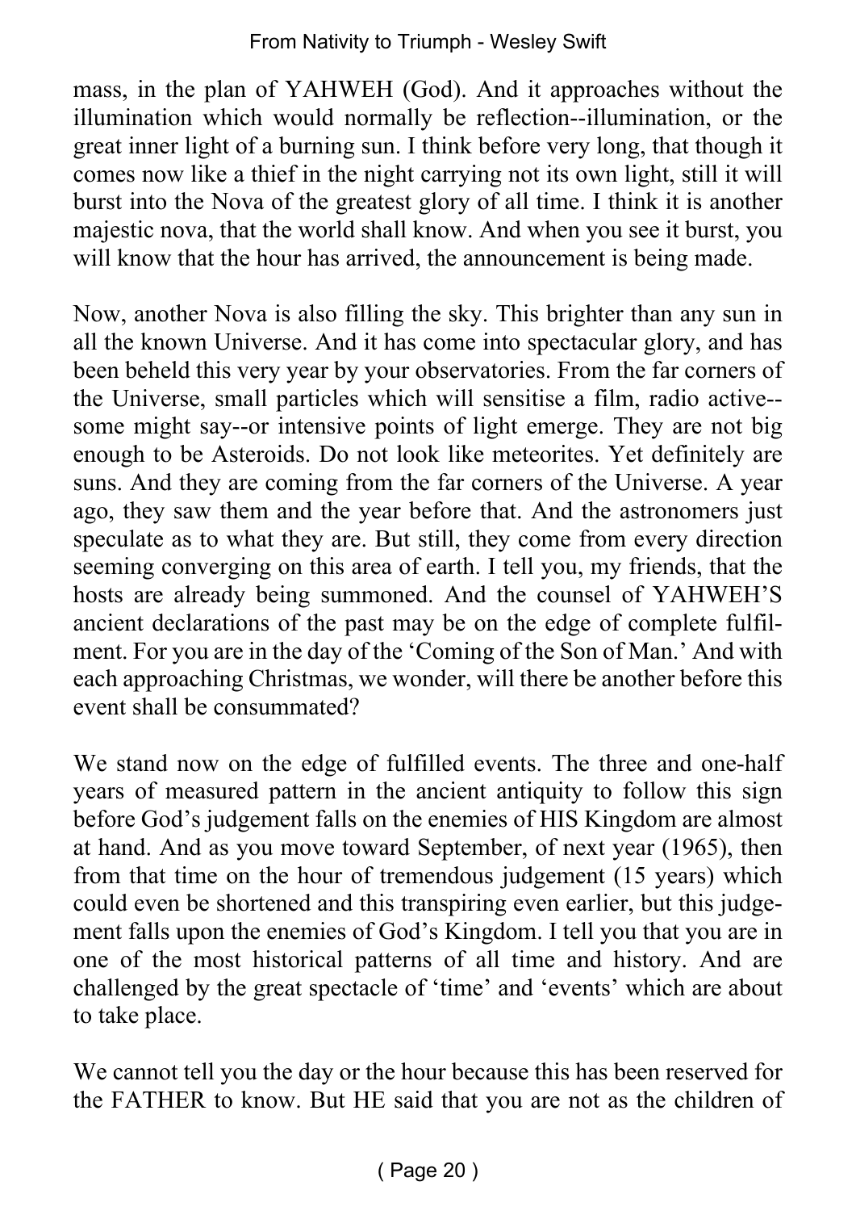mass, in the plan of YAHWEH (God). And it approaches without the illumination which would normally be reflection--illumination, or the great inner light of a burning sun. I think before very long, that though it comes now like a thief in the night carrying not its own light, still it will burst into the Nova of the greatest glory of all time. I think it is another majestic nova, that the world shall know. And when you see it burst, you will know that the hour has arrived, the announcement is being made.

Now, another Nova is also filling the sky. This brighter than any sun in all the known Universe. And it has come into spectacular glory, and has been beheld this very year by your observatories. From the far corners of the Universe, small particles which will sensitise a film, radio active--some might say--or intensive points of light emerge. They are not big enough to be Asteroids. Do not look like meteorites. Yet definitely are suns. And they are coming from the far corners of the Universe. A year ago, they saw them and the year before that. And the astronomers just speculate as to what they are. But still, they come from every direction seeming converging on this area of earth. I tell you, my friends, that the hosts are already being summoned. And the counsel of YAHWEH'S ancient declarations of the past may be on the edge of complete fulfilment. For you are in the day of the 'Coming of the Son of Man.' And with each approaching Christmas, we wonder, will there be another before this event shall be consummated?

We stand now on the edge of fulfilled events. The three and one-half years of measured pattern in the ancient antiquity to follow this sign before God's judgement falls on the enemies of HIS Kingdom are almost at hand. And as you move toward September, of next year (1965), then from that time on the hour of tremendous judgement (15 years) which could even be shortened and this transpiring even earlier, but this judgement falls upon the enemies of God's Kingdom. I tell you that you are in one of the most historical patterns of all time and history. And are challenged by the great spectacle of 'time' and 'events' which are about to take place.

We cannot tell you the day or the hour because this has been reserved for the FATHER to know. But HE said that you are not as the children of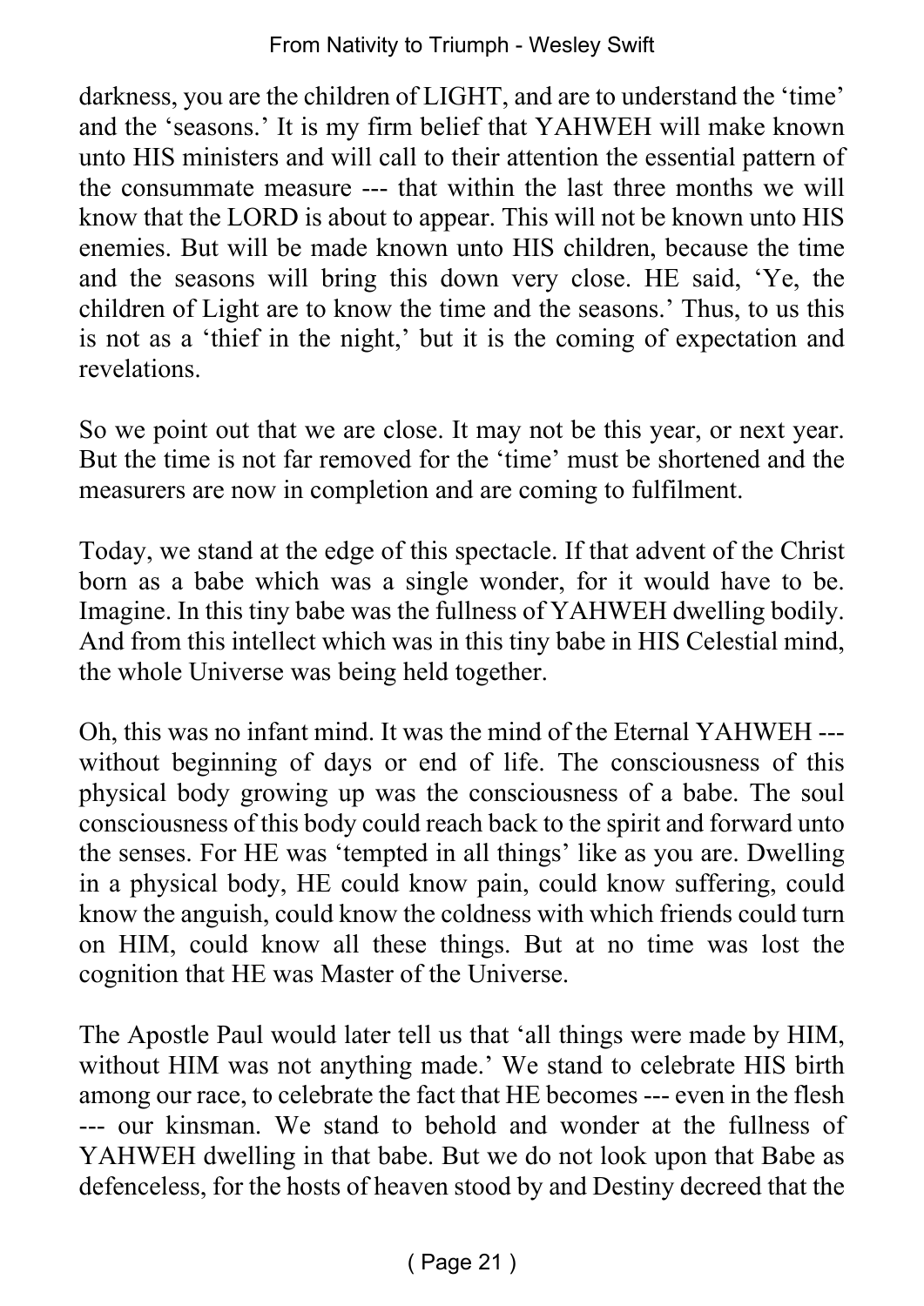darkness, you are the children of LIGHT, and are to understand the 'time' and the 'seasons.' It is my firm belief that YAHWEH will make known unto HIS ministers and will call to their attention the essential pattern of the consummate measure --- that within the last three months we will know that the LORD is about to appear. This will not be known unto HIS enemies. But will be made known unto HIS children, because the time and the seasons will bring this down very close. HE said, 'Ye, the children of Light are to know the time and the seasons.' Thus, to us this is not as a 'thief in the night,' but it is the coming of expectation and revelations.

So we point out that we are close. It may not be this year, or next year. But the time is not far removed for the 'time' must be shortened and the measurers are now in completion and are coming to fulfilment.

Today, we stand at the edge of this spectacle. If that advent of the Christ born as a babe which was a single wonder, for it would have to be. Imagine. In this tiny babe was the fullness of YAHWEH dwelling bodily. And from this intellect which was in this tiny babe in HIS Celestial mind, the whole Universe was being held together.

Oh, this was no infant mind. It was the mind of the Eternal YAHWEH --- without beginning of days or end of life. The consciousness of this physical body growing up was the consciousness of a babe. The soul consciousness of this body could reach back to the spirit and forward unto the senses. For HE was 'tempted in all things' like as you are. Dwelling in a physical body, HE could know pain, could know suffering, could know the anguish, could know the coldness with which friends could turn on HIM, could know all these things. But at no time was lost the cognition that HE was Master of the Universe.

The Apostle Paul would later tell us that 'all things were made by HIM, without HIM was not anything made.' We stand to celebrate HIS birth among our race, to celebrate the fact that HE becomes --- even in the flesh --- our kinsman. We stand to behold and wonder at the fullness of YAHWEH dwelling in that babe. But we do not look upon that Babe as defenceless, for the hosts of heaven stood by and Destiny decreed that the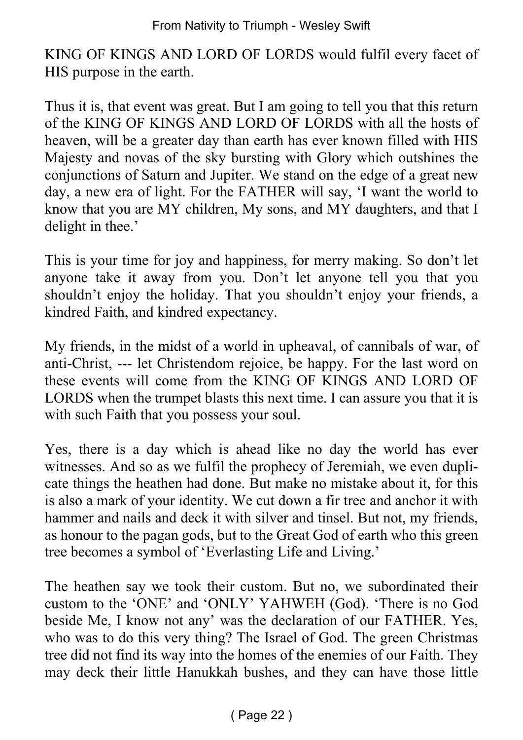KING OF KINGS AND LORD OF LORDS would fulfil every facet of HIS purpose in the earth.

Thus it is, that event was great. But I am going to tell you that this return of the KING OF KINGS AND LORD OF LORDS with all the hosts of heaven, will be a greater day than earth has ever known filled with HIS Majesty and novas of the sky bursting with Glory which outshines the conjunctions of Saturn and Jupiter. We stand on the edge of a great new day, a new era of light. For the FATHER will say, 'I want the world to know that you are MY children, My sons, and MY daughters, and that I delight in thee.'

This is your time for joy and happiness, for merry making. So don't let anyone take it away from you. Don't let anyone tell you that you shouldn't enjoy the holiday. That you shouldn't enjoy your friends, a kindred Faith, and kindred expectancy.

My friends, in the midst of a world in upheaval, of cannibals of war, of anti-Christ, --- let Christendom rejoice, be happy. For the last word on these events will come from the KING OF KINGS AND LORD OF LORDS when the trumpet blasts this next time. I can assure you that it is with such Faith that you possess your soul.

Yes, there is a day which is ahead like no day the world has ever witnesses. And so as we fulfil the prophecy of Jeremiah, we even duplicate things the heathen had done. But make no mistake about it, for this is also a mark of your identity. We cut down a fir tree and anchor it with hammer and nails and deck it with silver and tinsel. But not, my friends, as honour to the pagan gods, but to the Great God of earth who this green tree becomes a symbol of 'Everlasting Life and Living.'

The heathen say we took their custom. But no, we subordinated their custom to the 'ONE' and 'ONLY' YAHWEH (God). 'There is no God beside Me, I know not any' was the declaration of our FATHER. Yes, who was to do this very thing? The Israel of God. The green Christmas tree did not find its way into the homes of the enemies of our Faith. They may deck their little Hanukkah bushes, and they can have those little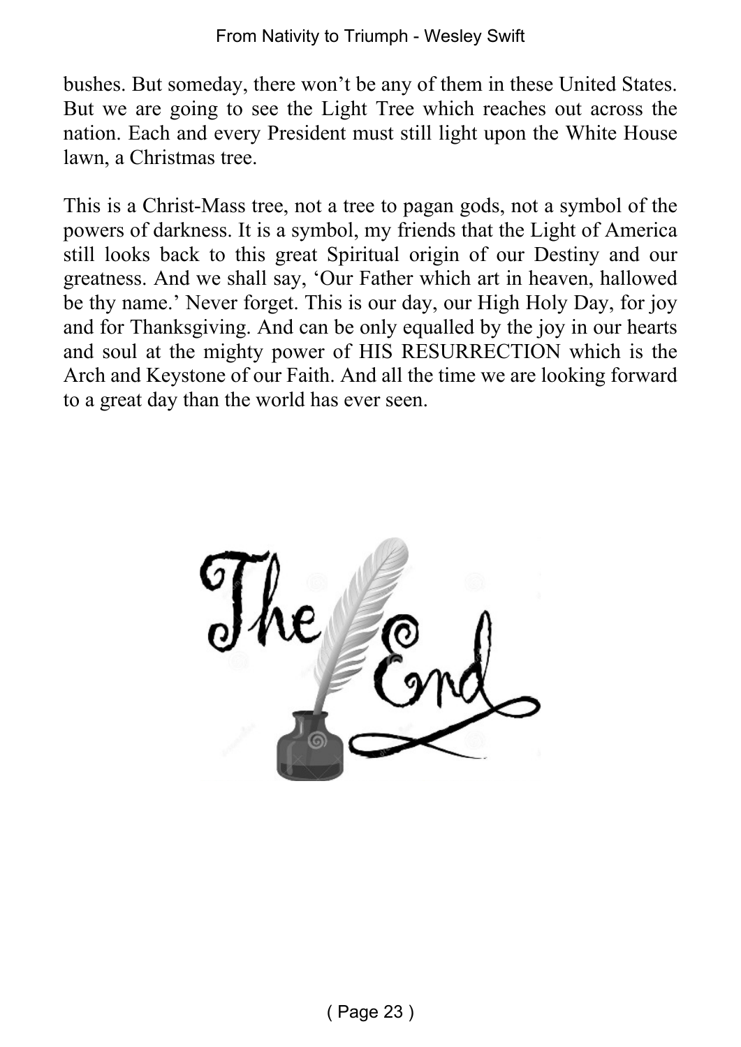bushes. But someday, there won't be any of them in these United States. But we are going to see the Light Tree which reaches out across the nation. Each and every President must still light upon the White House lawn, a Christmas tree.

This is a Christ-Mass tree, not a tree to pagan gods, not a symbol of the powers of darkness. It is a symbol, my friends that the Light of America still looks back to this great Spiritual origin of our Destiny and our greatness. And we shall say, 'Our Father which art in heaven, hallowed be thy name.' Never forget. This is our day, our High Holy Day, for joy and for Thanksgiving. And can be only equalled by the joy in our hearts and soul at the mighty power of HIS RESURRECTION which is the Arch and Keystone of our Faith. And all the time we are looking forward to a great day than the world has ever seen.

The End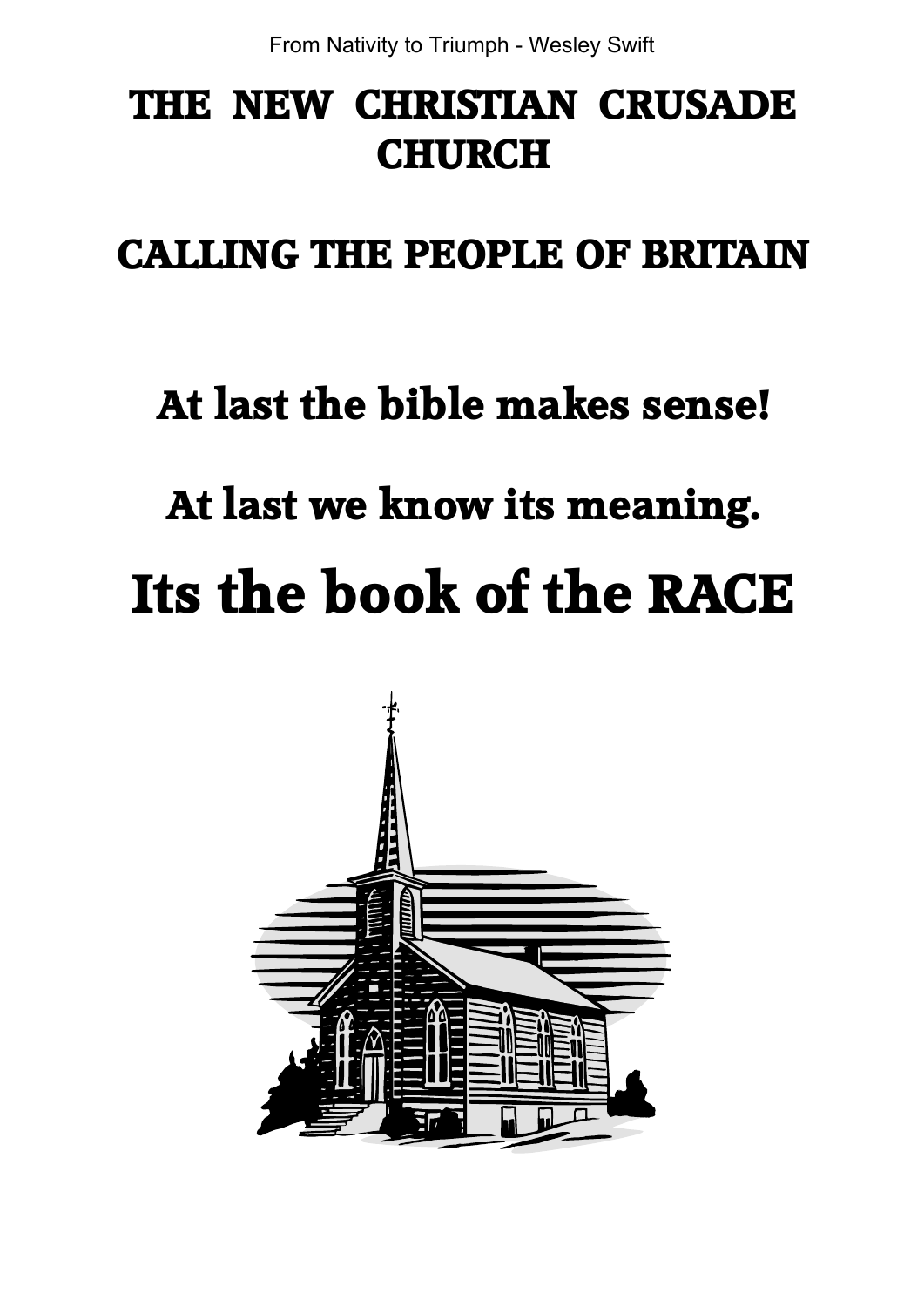# THE NEW CHRISTIAN CRUSADE CHURCH

## CALLING THE PEOPLE OF BRITAIN

## At last the bible makes sense!

## At last we know its meaning.

# Its the book of the RACE